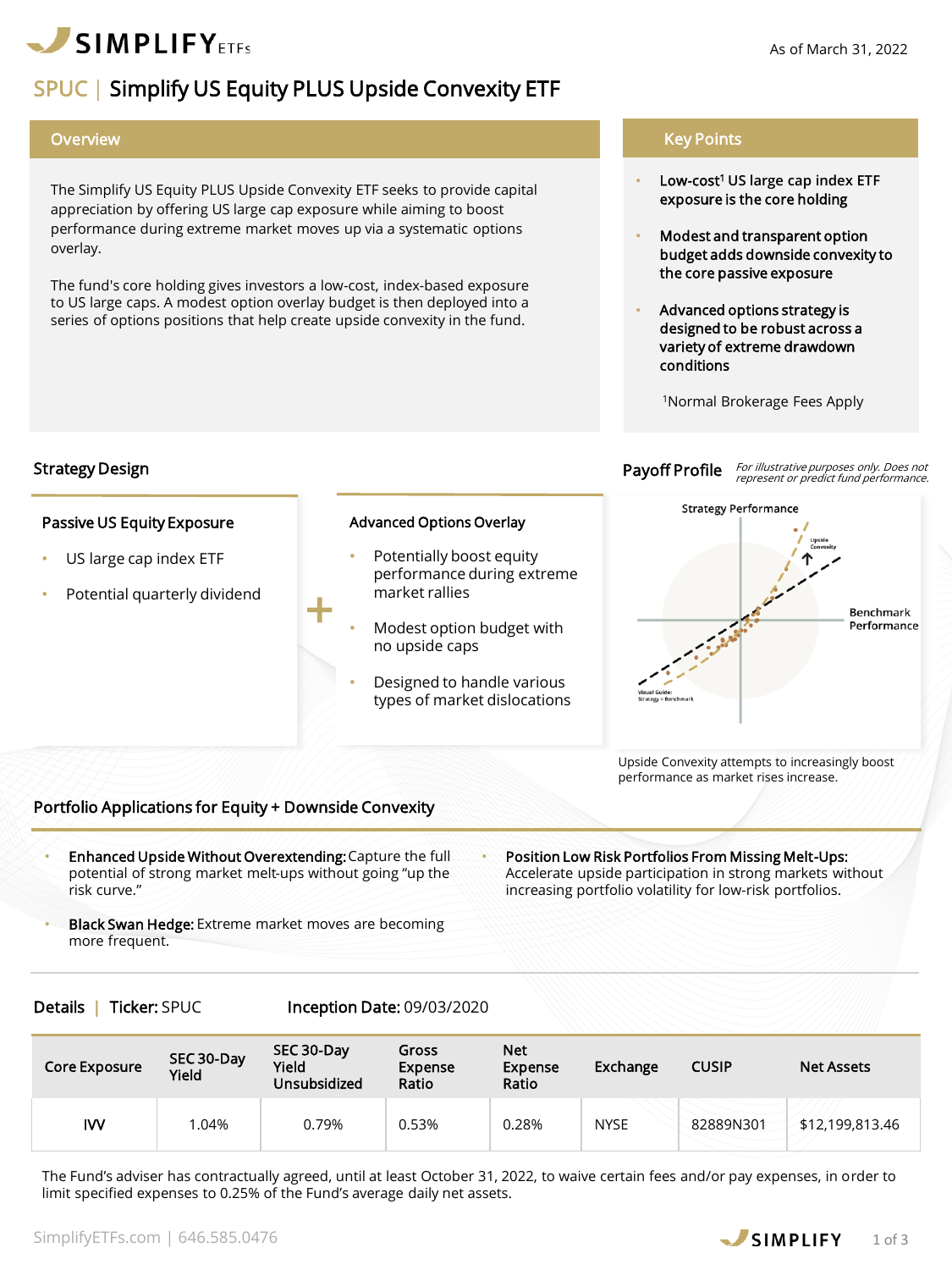SIMPLIFY ETFs

As of March 31, 2022

# SPUC | Simplify US Equity PLUS Upside Convexity ETF

## Overview

The Simplify US Equity PLUS Upside Convexity ETF seeks to provide capital appreciation by offering US large cap exposure while aiming to boost performance during extreme market moves up via a systematic options overlay.

The fund's core holding gives investors a low-cost, index-based exposure to US large caps. A modest option overlay budget is then deployed into a series of options positions that help create upside convexity in the fund.

## Key Points

- Low-cost[1] US large cap index ETF exposure is the core holding
- Modest and transparent option budget adds downside convexity to the core passive exposure
- Advanced options strategy is designed to be robust across a variety of extreme drawdown conditions

[1]Normal Brokerage Fees Apply

## Strategy Design

### Passive US Equity Exposure

- US large cap index ETF
- Potential quarterly dividend

+

### Advanced Options Overlay

- Potentially boost equity performance during extreme market rallies
- Modest option budget with no upside caps
- Designed to handle various types of market dislocations

## Payoff Profile

*For illustrative purposes only. Does not represent or predict fund performance.*

Strategy Performance

Upside Convexity

Benchmark Performance

Visual Guide: Strategy = Benchmark

Upside Convexity attempts to increasingly boost performance as market rises increase.

## Portfolio Applications for Equity + Downside Convexity

- **Enhanced Upside Without Overextending:** Capture the full potential of strong market melt-ups without going "up the risk curve."
- **Black Swan Hedge:** Extreme market moves are becoming more frequent.
- **Position Low Risk Portfolios From Missing Melt-Ups:** Accelerate upside participation in strong markets without increasing portfolio volatility for low-risk portfolios.

## Details | Ticker: SPUC

**Inception Date:** 09/03/2020

| Core Exposure | SEC 30-Day Yield | SEC 30-Day Yield Unsubsidized | Gross Expense Ratio | Net Expense Ratio | Exchange | CUSIP | Net Assets |
|---|---|---|---|---|---|---|---|
| IVV | 1.04% | 0.79% | 0.53% | 0.28% | NYSE | 82889N301 | $12,199,813.46 |

The Fund's adviser has contractually agreed, until at least October 31, 2022, to waive certain fees and/or pay expenses, in order to limit specified expenses to 0.25% of the Fund's average daily net assets.

SimplifyETFs.com | 646.585.0476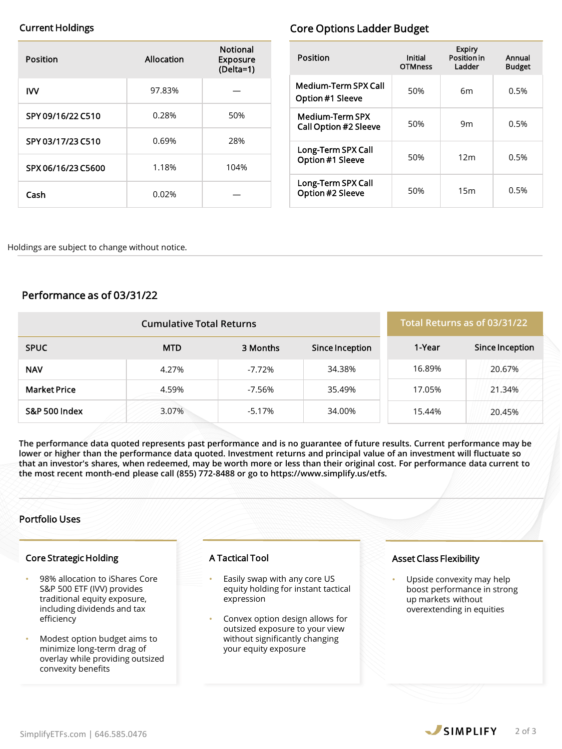## Current Holdings

| Position | Allocation | Notional Exposure (Delta=1) |
|---|---|---|
| IVV | 97.83% | — |
| SPY 09/16/22 C510 | 0.28% | 50% |
| SPY 03/17/23 C510 | 0.69% | 28% |
| SPX 06/16/23 C5600 | 1.18% | 104% |
| Cash | 0.02% | — |

## Core Options Ladder Budget

| Position | Initial OTMness | Expiry Position in Ladder | Annual Budget |
|---|---|---|---|
| Medium-Term SPX Call Option #1 Sleeve | 50% | 6m | 0.5% |
| Medium-Term SPX Call Option #2 Sleeve | 50% | 9m | 0.5% |
| Long-Term SPX Call Option #1 Sleeve | 50% | 12m | 0.5% |
| Long-Term SPX Call Option #2 Sleeve | 50% | 15m | 0.5% |

Holdings are subject to change without notice.

## Performance as of 03/31/22

| | Cumulative Total Returns | | | Total Returns as of 03/31/22 | |
|---|---|---|---|---|---|
| SPUC | MTD | 3 Months | Since Inception | 1-Year | Since Inception |
| NAV | 4.27% | -7.72% | 34.38% | 16.89% | 20.67% |
| Market Price | 4.59% | -7.56% | 35.49% | 17.05% | 21.34% |
| S&P 500 Index | 3.07% | -5.17% | 34.00% | 15.44% | 20.45% |

**The performance data quoted represents past performance and is no guarantee of future results. Current performance may be lower or higher than the performance data quoted. Investment returns and principal value of an investment will fluctuate so that an investor's shares, when redeemed, may be worth more or less than their original cost. For performance data current to the most recent month-end please call (855) 772-8488 or go to https://www.simplify.us/etfs.**

## Portfolio Uses

### Core Strategic Holding

- 98% allocation to iShares Core S&P 500 ETF (IVV) provides traditional equity exposure, including dividends and tax efficiency
- Modest option budget aims to minimize long-term drag of overlay while providing outsized convexity benefits

### A Tactical Tool

- Easily swap with any core US equity holding for instant tactical expression
- Convex option design allows for outsized exposure to your view without significantly changing your equity exposure

### Asset Class Flexibility

- Upside convexity may help boost performance in strong up markets without overextending in equities

SimplifyETFs.com | 646.585.0476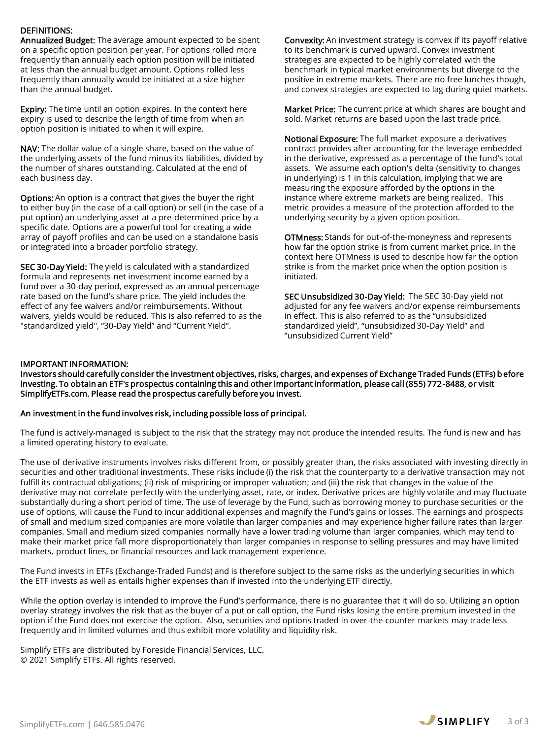## DEFINITIONS:

**Annualized Budget:** The average amount expected to be spent on a specific option position per year. For options rolled more frequently than annually each option position will be initiated at less than the annual budget amount. Options rolled less frequently than annually would be initiated at a size higher than the annual budget.

**Expiry:** The time until an option expires. In the context here expiry is used to describe the length of time from when an option position is initiated to when it will expire.

**NAV:** The dollar value of a single share, based on the value of the underlying assets of the fund minus its liabilities, divided by the number of shares outstanding. Calculated at the end of each business day.

**Options:** An option is a contract that gives the buyer the right to either buy (in the case of a call option) or sell (in the case of a put option) an underlying asset at a pre-determined price by a specific date. Options are a powerful tool for creating a wide array of payoff profiles and can be used on a standalone basis or integrated into a broader portfolio strategy.

**SEC 30-Day Yield:** The yield is calculated with a standardized formula and represents net investment income earned by a fund over a 30-day period, expressed as an annual percentage rate based on the fund's share price. The yield includes the effect of any fee waivers and/or reimbursements. Without waivers, yields would be reduced. This is also referred to as the "standardized yield", "30-Day Yield" and "Current Yield".

**Convexity:** An investment strategy is convex if its payoff relative to its benchmark is curved upward. Convex investment strategies are expected to be highly correlated with the benchmark in typical market environments but diverge to the positive in extreme markets. There are no free lunches though, and convex strategies are expected to lag during quiet markets.

**Market Price:** The current price at which shares are bought and sold. Market returns are based upon the last trade price.

**Notional Exposure:** The full market exposure a derivatives contract provides after accounting for the leverage embedded in the derivative, expressed as a percentage of the fund's total assets. We assume each option's delta (sensitivity to changes in underlying) is 1 in this calculation, implying that we are measuring the exposure afforded by the options in the instance where extreme markets are being realized. This metric provides a measure of the protection afforded to the underlying security by a given option position.

**OTMness:** Stands for out-of-the-moneyness and represents how far the option strike is from current market price. In the context here OTMness is used to describe how far the option strike is from the market price when the option position is initiated.

**SEC Unsubsidized 30-Day Yield:** The SEC 30-Day yield not adjusted for any fee waivers and/or expense reimbursements in effect. This is also referred to as the "unsubsidized standardized yield", "unsubsidized 30-Day Yield" and "unsubsidized Current Yield"

## IMPORTANT INFORMATION:

**Investors should carefully consider the investment objectives, risks, charges, and expenses of Exchange Traded Funds (ETFs) before investing. To obtain an ETF's prospectus containing this and other important information, please call (855) 772-8488, or visit SimplifyETFs.com. Please read the prospectus carefully before you invest.**

**An investment in the fund involves risk, including possible loss of principal.**

The fund is actively-managed is subject to the risk that the strategy may not produce the intended results. The fund is new and has a limited operating history to evaluate.

The use of derivative instruments involves risks different from, or possibly greater than, the risks associated with investing directly in securities and other traditional investments. These risks include (i) the risk that the counterparty to a derivative transaction may not fulfill its contractual obligations; (ii) risk of mispricing or improper valuation; and (iii) the risk that changes in the value of the derivative may not correlate perfectly with the underlying asset, rate, or index. Derivative prices are highly volatile and may fluctuate substantially during a short period of time. The use of leverage by the Fund, such as borrowing money to purchase securities or the use of options, will cause the Fund to incur additional expenses and magnify the Fund's gains or losses. The earnings and prospects of small and medium sized companies are more volatile than larger companies and may experience higher failure rates than larger companies. Small and medium sized companies normally have a lower trading volume than larger companies, which may tend to make their market price fall more disproportionately than larger companies in response to selling pressures and may have limited markets, product lines, or financial resources and lack management experience.

The Fund invests in ETFs (Exchange-Traded Funds) and is therefore subject to the same risks as the underlying securities in which the ETF invests as well as entails higher expenses than if invested into the underlying ETF directly.

While the option overlay is intended to improve the Fund's performance, there is no guarantee that it will do so. Utilizing an option overlay strategy involves the risk that as the buyer of a put or call option, the Fund risks losing the entire premium invested in the option if the Fund does not exercise the option. Also, securities and options traded in over-the-counter markets may trade less frequently and in limited volumes and thus exhibit more volatility and liquidity risk.

Simplify ETFs are distributed by Foreside Financial Services, LLC.
© 2021 Simplify ETFs. All rights reserved.